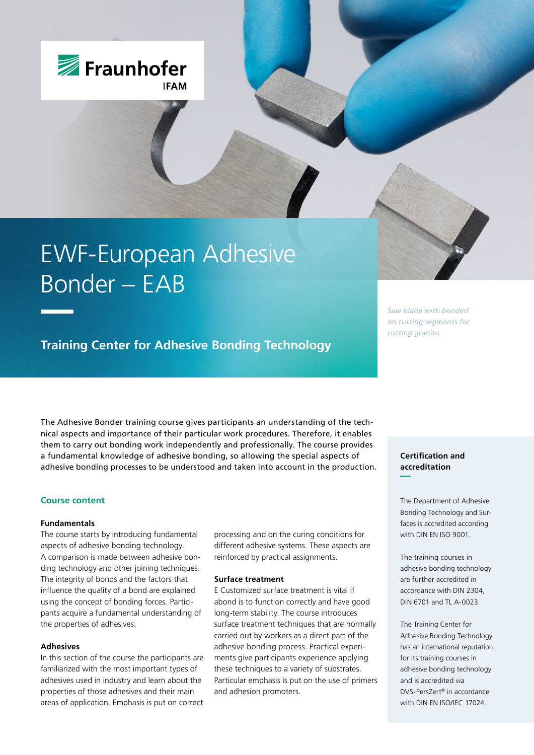Fraunhofer IFAM

# EWF-European Adhesive Bonder – EAB

## Training Center for Adhesive Bonding Technology

*Saw blade with bonded on cutting segments for cutting granite.*

The Adhesive Bonder training course gives participants an understanding of the technical aspects and importance of their particular work procedures. Therefore, it enables them to carry out bonding work independently and professionally. The course provides a fundamental knowledge of adhesive bonding, so allowing the special aspects of adhesive bonding processes to be understood and taken into account in the production.

## Course content

### Fundamentals

The course starts by introducing fundamental aspects of adhesive bonding technology. A comparison is made between adhesive bonding technology and other joining techniques. The integrity of bonds and the factors that influence the quality of a bond are explained using the concept of bonding forces. Participants acquire a fundamental understanding of the properties of adhesives.

### Adhesives

In this section of the course the participants are familiarized with the most important types of adhesives used in industry and learn about the properties of those adhesives and their main areas of application. Emphasis is put on correct processing and on the curing conditions for different adhesive systems. These aspects are reinforced by practical assignments.

### Surface treatment

E Customized surface treatment is vital if abond is to function correctly and have good long-term stability. The course introduces surface treatment techniques that are normally carried out by workers as a direct part of the adhesive bonding process. Practical experiments give participants experience applying these techniques to a variety of substrates. Particular emphasis is put on the use of primers and adhesion promoters.

### Certification and accreditation

The Department of Adhesive Bonding Technology and Surfaces is accredited according with DIN EN ISO 9001.

The training courses in adhesive bonding technology are further accredited in accordance with DIN 2304, DIN 6701 and TL A-0023.

The Training Center for Adhesive Bonding Technology has an international reputation for its training courses in adhesive bonding technology and is accredited via DVS-PersZert® in accordance with DIN EN ISO/IEC 17024.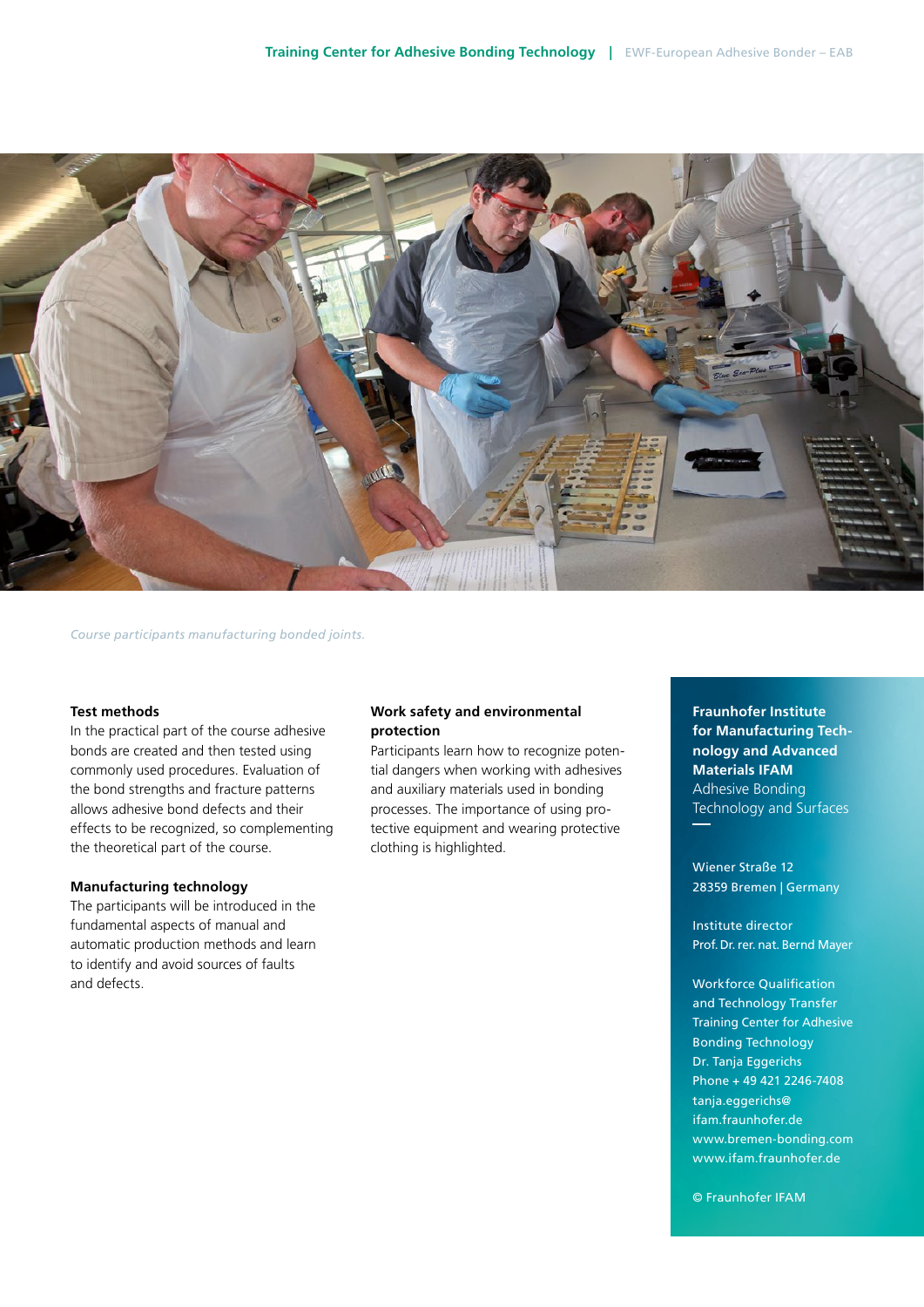*Course participants manufacturing bonded joints.*

**Test methods**
In the practical part of the course adhesive bonds are created and then tested using commonly used procedures. Evaluation of the bond strengths and fracture patterns allows adhesive bond defects and their effects to be recognized, so complementing the theoretical part of the course.

**Manufacturing technology**
The participants will be introduced in the fundamental aspects of manual and automatic production methods and learn to identify and avoid sources of faults and defects.

**Work safety and environmental protection**
Participants learn how to recognize potential dangers when working with adhesives and auxiliary materials used in bonding processes. The importance of using protective equipment and wearing protective clothing is highlighted.

**Fraunhofer Institute for Manufacturing Technology and Advanced Materials IFAM**
Adhesive Bonding Technology and Surfaces

Wiener Straße 12
28359 Bremen | Germany

Institute director
Prof. Dr. rer. nat. Bernd Mayer

Workforce Qualification and Technology Transfer
Training Center for Adhesive Bonding Technology
Dr. Tanja Eggerichs
Phone + 49 421 2246-7408
tanja.eggerichs@ifam.fraunhofer.de
www.bremen-bonding.com
www.ifam.fraunhofer.de

© Fraunhofer IFAM